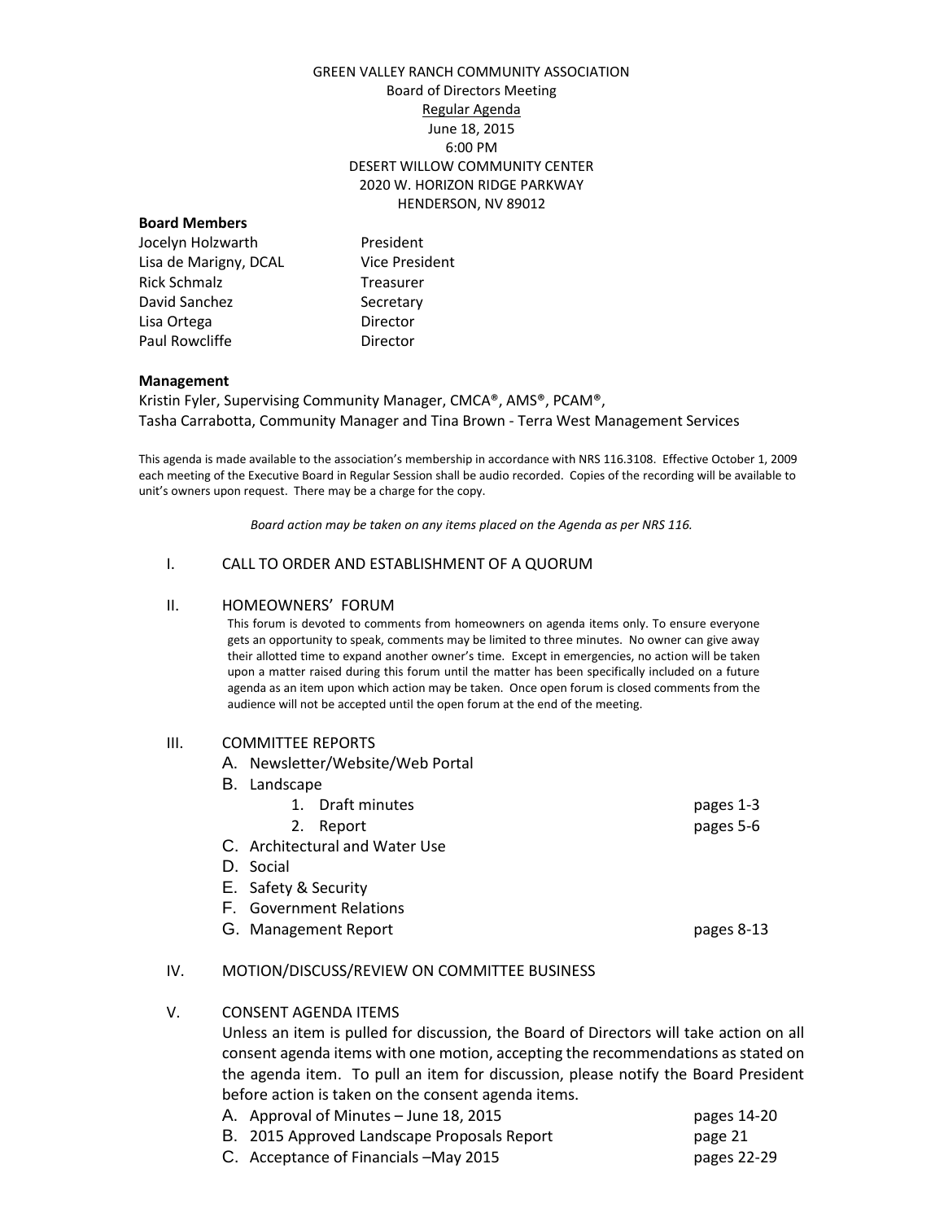GREEN VALLEY RANCH COMMUNITY ASSOCIATION
Board of Directors Meeting
Regular Agenda
June 18, 2015
6:00 PM
DESERT WILLOW COMMUNITY CENTER
2020 W. HORIZON RIDGE PARKWAY
HENDERSON, NV 89012

**Board Members**

| | |
|---|---|
| Jocelyn Holzwarth | President |
| Lisa de Marigny, DCAL | Vice President |
| Rick Schmalz | Treasurer |
| David Sanchez | Secretary |
| Lisa Ortega | Director |
| Paul Rowcliffe | Director |

**Management**

Kristin Fyler, Supervising Community Manager, CMCA®, AMS®, PCAM®,
Tasha Carrabotta, Community Manager and Tina Brown - Terra West Management Services

This agenda is made available to the association's membership in accordance with NRS 116.3108. Effective October 1, 2009 each meeting of the Executive Board in Regular Session shall be audio recorded. Copies of the recording will be available to unit's owners upon request. There may be a charge for the copy.

*Board action may be taken on any items placed on the Agenda as per NRS 116.*

I. CALL TO ORDER AND ESTABLISHMENT OF A QUORUM

II. HOMEOWNERS' FORUM

This forum is devoted to comments from homeowners on agenda items only. To ensure everyone gets an opportunity to speak, comments may be limited to three minutes. No owner can give away their allotted time to expand another owner's time. Except in emergencies, no action will be taken upon a matter raised during this forum until the matter has been specifically included on a future agenda as an item upon which action may be taken. Once open forum is closed comments from the audience will not be accepted until the open forum at the end of the meeting.

III. COMMITTEE REPORTS

- A. Newsletter/Website/Web Portal
- B. Landscape
  1. Draft minutes — pages 1-3
  2. Report — pages 5-6
- C. Architectural and Water Use
- D. Social
- E. Safety & Security
- F. Government Relations
- G. Management Report — pages 8-13

IV. MOTION/DISCUSS/REVIEW ON COMMITTEE BUSINESS

V. CONSENT AGENDA ITEMS

Unless an item is pulled for discussion, the Board of Directors will take action on all consent agenda items with one motion, accepting the recommendations as stated on the agenda item. To pull an item for discussion, please notify the Board President before action is taken on the consent agenda items.

- A. Approval of Minutes – June 18, 2015 — pages 14-20
- B. 2015 Approved Landscape Proposals Report — page 21
- C. Acceptance of Financials –May 2015 — pages 22-29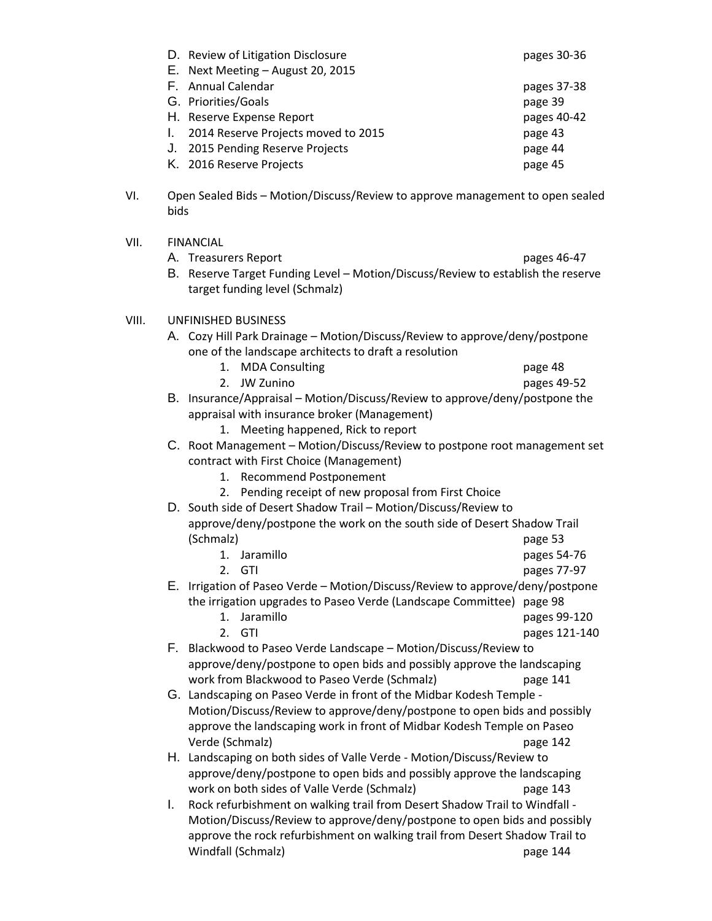D. Review of Litigation Disclosure pages 30-36
E. Next Meeting – August 20, 2015
F. Annual Calendar pages 37-38
G. Priorities/Goals page 39
H. Reserve Expense Report pages 40-42
I. 2014 Reserve Projects moved to 2015 page 43
J. 2015 Pending Reserve Projects page 44
K. 2016 Reserve Projects page 45

VI. Open Sealed Bids – Motion/Discuss/Review to approve management to open sealed bids

VII. FINANCIAL

A. Treasurers Report pages 46-47
B. Reserve Target Funding Level – Motion/Discuss/Review to establish the reserve target funding level (Schmalz)

VIII. UNFINISHED BUSINESS

A. Cozy Hill Park Drainage – Motion/Discuss/Review to approve/deny/postpone one of the landscape architects to draft a resolution
   1. MDA Consulting page 48
   2. JW Zunino pages 49-52
B. Insurance/Appraisal – Motion/Discuss/Review to approve/deny/postpone the appraisal with insurance broker (Management)
   1. Meeting happened, Rick to report
C. Root Management – Motion/Discuss/Review to postpone root management set contract with First Choice (Management)
   1. Recommend Postponement
   2. Pending receipt of new proposal from First Choice
D. South side of Desert Shadow Trail – Motion/Discuss/Review to approve/deny/postpone the work on the south side of Desert Shadow Trail (Schmalz) page 53
   1. Jaramillo pages 54-76
   2. GTI pages 77-97
E. Irrigation of Paseo Verde – Motion/Discuss/Review to approve/deny/postpone the irrigation upgrades to Paseo Verde (Landscape Committee) page 98
   1. Jaramillo pages 99-120
   2. GTI pages 121-140
F. Blackwood to Paseo Verde Landscape – Motion/Discuss/Review to approve/deny/postpone to open bids and possibly approve the landscaping work from Blackwood to Paseo Verde (Schmalz) page 141
G. Landscaping on Paseo Verde in front of the Midbar Kodesh Temple - Motion/Discuss/Review to approve/deny/postpone to open bids and possibly approve the landscaping work in front of Midbar Kodesh Temple on Paseo Verde (Schmalz) page 142
H. Landscaping on both sides of Valle Verde - Motion/Discuss/Review to approve/deny/postpone to open bids and possibly approve the landscaping work on both sides of Valle Verde (Schmalz) page 143
I. Rock refurbishment on walking trail from Desert Shadow Trail to Windfall - Motion/Discuss/Review to approve/deny/postpone to open bids and possibly approve the rock refurbishment on walking trail from Desert Shadow Trail to Windfall (Schmalz) page 144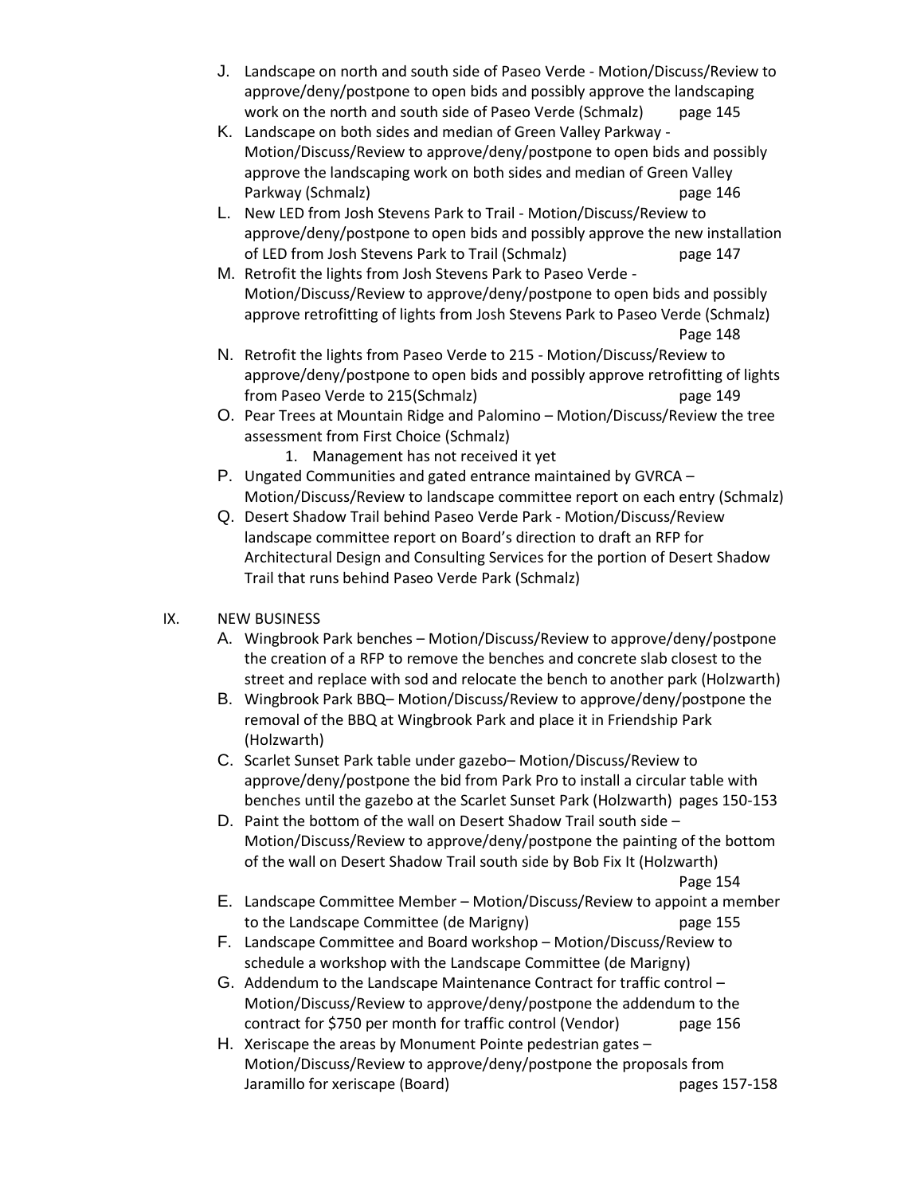J. Landscape on north and south side of Paseo Verde - Motion/Discuss/Review to approve/deny/postpone to open bids and possibly approve the landscaping work on the north and south side of Paseo Verde (Schmalz) page 145

K. Landscape on both sides and median of Green Valley Parkway - Motion/Discuss/Review to approve/deny/postpone to open bids and possibly approve the landscaping work on both sides and median of Green Valley Parkway (Schmalz) page 146

L. New LED from Josh Stevens Park to Trail - Motion/Discuss/Review to approve/deny/postpone to open bids and possibly approve the new installation of LED from Josh Stevens Park to Trail (Schmalz) page 147

M. Retrofit the lights from Josh Stevens Park to Paseo Verde - Motion/Discuss/Review to approve/deny/postpone to open bids and possibly approve retrofitting of lights from Josh Stevens Park to Paseo Verde (Schmalz) Page 148

N. Retrofit the lights from Paseo Verde to 215 - Motion/Discuss/Review to approve/deny/postpone to open bids and possibly approve retrofitting of lights from Paseo Verde to 215(Schmalz) page 149

O. Pear Trees at Mountain Ridge and Palomino – Motion/Discuss/Review the tree assessment from First Choice (Schmalz)
   1. Management has not received it yet

P. Ungated Communities and gated entrance maintained by GVRCA – Motion/Discuss/Review to landscape committee report on each entry (Schmalz)

Q. Desert Shadow Trail behind Paseo Verde Park - Motion/Discuss/Review landscape committee report on Board's direction to draft an RFP for Architectural Design and Consulting Services for the portion of Desert Shadow Trail that runs behind Paseo Verde Park (Schmalz)

IX. NEW BUSINESS

A. Wingbrook Park benches – Motion/Discuss/Review to approve/deny/postpone the creation of a RFP to remove the benches and concrete slab closest to the street and replace with sod and relocate the bench to another park (Holzwarth)

B. Wingbrook Park BBQ– Motion/Discuss/Review to approve/deny/postpone the removal of the BBQ at Wingbrook Park and place it in Friendship Park (Holzwarth)

C. Scarlet Sunset Park table under gazebo– Motion/Discuss/Review to approve/deny/postpone the bid from Park Pro to install a circular table with benches until the gazebo at the Scarlet Sunset Park (Holzwarth) pages 150-153

D. Paint the bottom of the wall on Desert Shadow Trail south side – Motion/Discuss/Review to approve/deny/postpone the painting of the bottom of the wall on Desert Shadow Trail south side by Bob Fix It (Holzwarth) Page 154

E. Landscape Committee Member – Motion/Discuss/Review to appoint a member to the Landscape Committee (de Marigny) page 155

F. Landscape Committee and Board workshop – Motion/Discuss/Review to schedule a workshop with the Landscape Committee (de Marigny)

G. Addendum to the Landscape Maintenance Contract for traffic control – Motion/Discuss/Review to approve/deny/postpone the addendum to the contract for $750 per month for traffic control (Vendor) page 156

H. Xeriscape the areas by Monument Pointe pedestrian gates – Motion/Discuss/Review to approve/deny/postpone the proposals from Jaramillo for xeriscape (Board) pages 157-158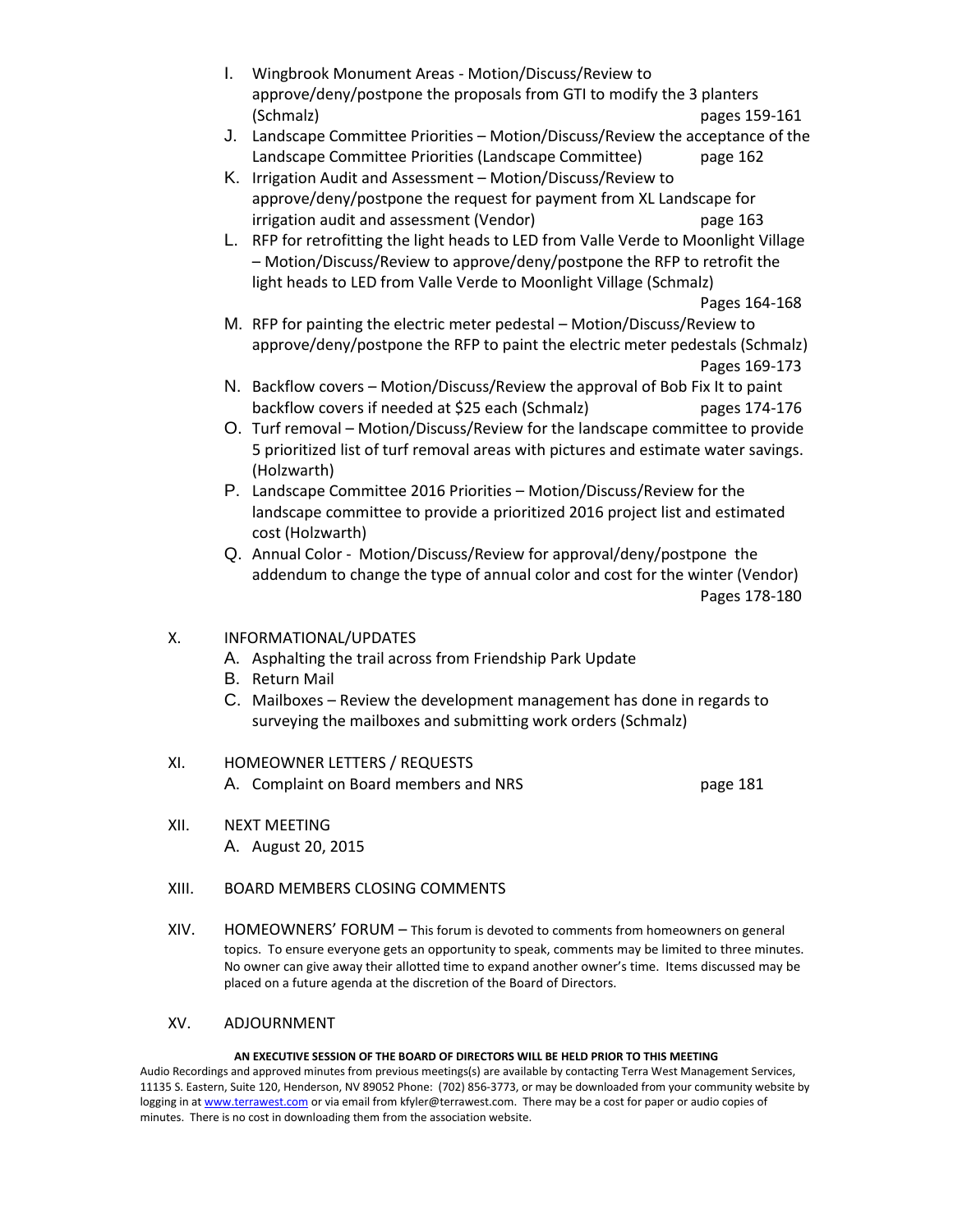I. Wingbrook Monument Areas - Motion/Discuss/Review to approve/deny/postpone the proposals from GTI to modify the 3 planters (Schmalz) pages 159-161

J. Landscape Committee Priorities – Motion/Discuss/Review the acceptance of the Landscape Committee Priorities (Landscape Committee) page 162

K. Irrigation Audit and Assessment – Motion/Discuss/Review to approve/deny/postpone the request for payment from XL Landscape for irrigation audit and assessment (Vendor) page 163

L. RFP for retrofitting the light heads to LED from Valle Verde to Moonlight Village – Motion/Discuss/Review to approve/deny/postpone the RFP to retrofit the light heads to LED from Valle Verde to Moonlight Village (Schmalz) Pages 164-168

M. RFP for painting the electric meter pedestal – Motion/Discuss/Review to approve/deny/postpone the RFP to paint the electric meter pedestals (Schmalz) Pages 169-173

N. Backflow covers – Motion/Discuss/Review the approval of Bob Fix It to paint backflow covers if needed at $25 each (Schmalz) pages 174-176

O. Turf removal – Motion/Discuss/Review for the landscape committee to provide 5 prioritized list of turf removal areas with pictures and estimate water savings. (Holzwarth)

P. Landscape Committee 2016 Priorities – Motion/Discuss/Review for the landscape committee to provide a prioritized 2016 project list and estimated cost (Holzwarth)

Q. Annual Color - Motion/Discuss/Review for approval/deny/postpone the addendum to change the type of annual color and cost for the winter (Vendor) Pages 178-180

X. INFORMATIONAL/UPDATES

A. Asphalting the trail across from Friendship Park Update

B. Return Mail

C. Mailboxes – Review the development management has done in regards to surveying the mailboxes and submitting work orders (Schmalz)

XI. HOMEOWNER LETTERS / REQUESTS

A. Complaint on Board members and NRS page 181

XII. NEXT MEETING

A. August 20, 2015

XIII. BOARD MEMBERS CLOSING COMMENTS

XIV. HOMEOWNERS' FORUM – This forum is devoted to comments from homeowners on general topics. To ensure everyone gets an opportunity to speak, comments may be limited to three minutes. No owner can give away their allotted time to expand another owner's time. Items discussed may be placed on a future agenda at the discretion of the Board of Directors.

XV. ADJOURNMENT

**AN EXECUTIVE SESSION OF THE BOARD OF DIRECTORS WILL BE HELD PRIOR TO THIS MEETING**

Audio Recordings and approved minutes from previous meetings(s) are available by contacting Terra West Management Services, 11135 S. Eastern, Suite 120, Henderson, NV 89052 Phone: (702) 856-3773, or may be downloaded from your community website by logging in at www.terrawest.com or via email from kfyler@terrawest.com. There may be a cost for paper or audio copies of minutes. There is no cost in downloading them from the association website.